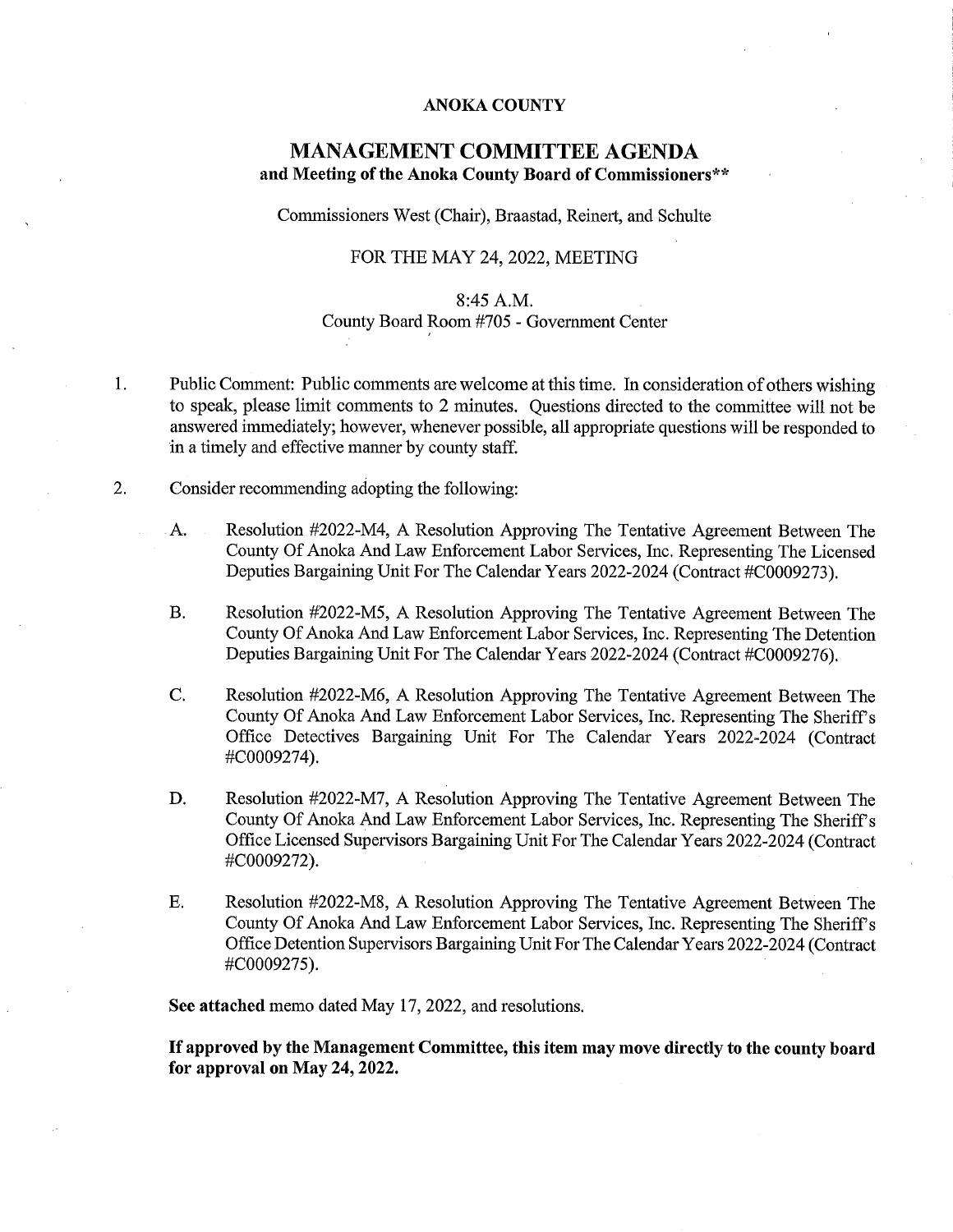# ANOKA COUNTY

## MANAGEMENT COMMITTEE AGENDA

**and Meeting of the Anoka County Board of Commissioners****

Commissioners West (Chair), Braastad, Reinert, and Schulte

FOR THE MAY 24, 2022, MEETING

8:45 A.M.
County Board Room #705 - Government Center

1. Public Comment: Public comments are welcome at this time. In consideration of others wishing to speak, please limit comments to 2 minutes. Questions directed to the committee will not be answered immediately; however, whenever possible, all appropriate questions will be responded to in a timely and effective manner by county staff.

2. Consider recommending adopting the following:

   A. Resolution #2022-M4, A Resolution Approving The Tentative Agreement Between The County Of Anoka And Law Enforcement Labor Services, Inc. Representing The Licensed Deputies Bargaining Unit For The Calendar Years 2022-2024 (Contract #C0009273).

   B. Resolution #2022-M5, A Resolution Approving The Tentative Agreement Between The County Of Anoka And Law Enforcement Labor Services, Inc. Representing The Detention Deputies Bargaining Unit For The Calendar Years 2022-2024 (Contract #C0009276).

   C. Resolution #2022-M6, A Resolution Approving The Tentative Agreement Between The County Of Anoka And Law Enforcement Labor Services, Inc. Representing The Sheriff's Office Detectives Bargaining Unit For The Calendar Years 2022-2024 (Contract #C0009274).

   D. Resolution #2022-M7, A Resolution Approving The Tentative Agreement Between The County Of Anoka And Law Enforcement Labor Services, Inc. Representing The Sheriff's Office Licensed Supervisors Bargaining Unit For The Calendar Years 2022-2024 (Contract #C0009272).

   E. Resolution #2022-M8, A Resolution Approving The Tentative Agreement Between The County Of Anoka And Law Enforcement Labor Services, Inc. Representing The Sheriff's Office Detention Supervisors Bargaining Unit For The Calendar Years 2022-2024 (Contract #C0009275).

**See attached** memo dated May 17, 2022, and resolutions.

**If approved by the Management Committee, this item may move directly to the county board for approval on May 24, 2022.**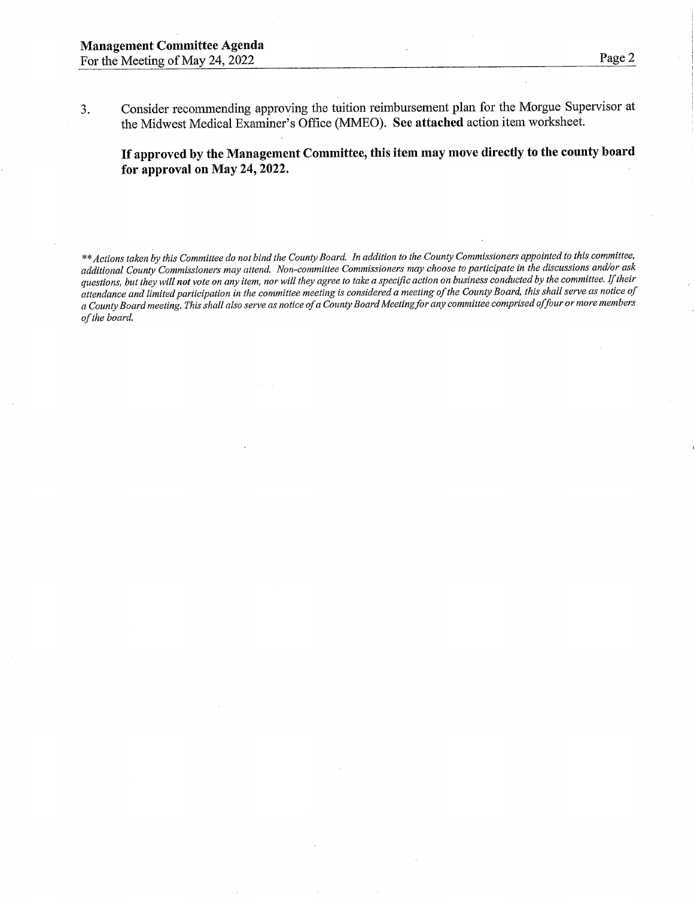3. Consider recommending approving the tuition reimbursement plan for the Morgue Supervisor at the Midwest Medical Examiner's Office (MMEO). **See attached** action item worksheet.

   **If approved by the Management Committee, this item may move directly to the county board for approval on May 24, 2022.**

*\*\* Actions taken by this Committee do not bind the County Board. In addition to the County Commissioners appointed to this committee, additional County Commissioners may attend. Non-committee Commissioners may choose to participate in the discussions and/or ask questions, but they will **not** vote on any item, nor will they agree to take a specific action on business conducted by the committee. If their attendance and limited participation in the committee meeting is considered a meeting of the County Board, this shall serve as notice of a County Board meeting. This shall also serve as notice of a County Board Meeting for any committee comprised of four or more members of the board.*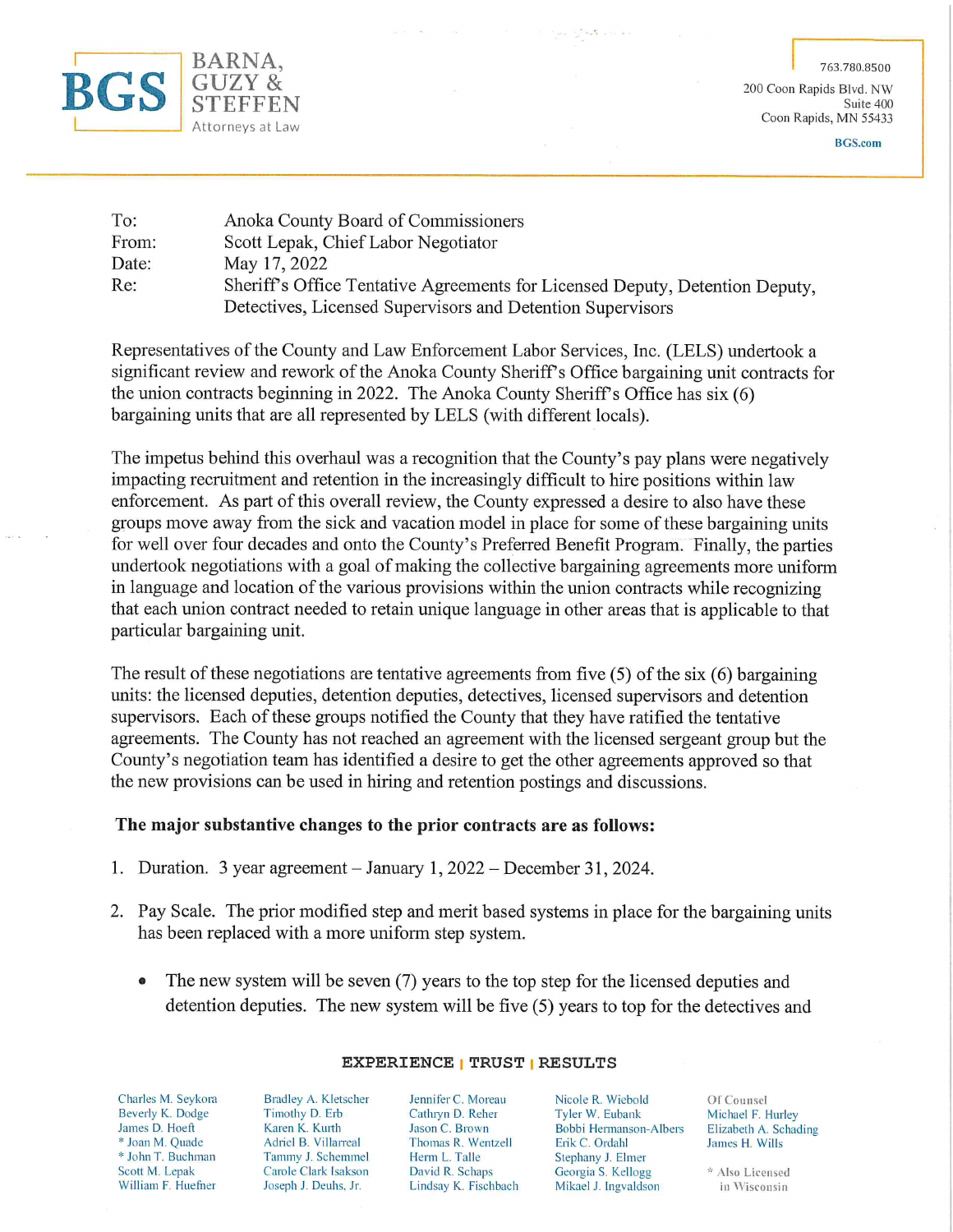**BGS** | BARNA, GUZY & STEFFEN
Attorneys at Law

763.780.8500
200 Coon Rapids Blvd. NW
Suite 400
Coon Rapids, MN 55433
BGS.com

| | |
|---|---|
| To: | Anoka County Board of Commissioners |
| From: | Scott Lepak, Chief Labor Negotiator |
| Date: | May 17, 2022 |
| Re: | Sheriff's Office Tentative Agreements for Licensed Deputy, Detention Deputy, Detectives, Licensed Supervisors and Detention Supervisors |

Representatives of the County and Law Enforcement Labor Services, Inc. (LELS) undertook a significant review and rework of the Anoka County Sheriff's Office bargaining unit contracts for the union contracts beginning in 2022. The Anoka County Sheriff's Office has six (6) bargaining units that are all represented by LELS (with different locals).

The impetus behind this overhaul was a recognition that the County's pay plans were negatively impacting recruitment and retention in the increasingly difficult to hire positions within law enforcement. As part of this overall review, the County expressed a desire to also have these groups move away from the sick and vacation model in place for some of these bargaining units for well over four decades and onto the County's Preferred Benefit Program. Finally, the parties undertook negotiations with a goal of making the collective bargaining agreements more uniform in language and location of the various provisions within the union contracts while recognizing that each union contract needed to retain unique language in other areas that is applicable to that particular bargaining unit.

The result of these negotiations are tentative agreements from five (5) of the six (6) bargaining units: the licensed deputies, detention deputies, detectives, licensed supervisors and detention supervisors. Each of these groups notified the County that they have ratified the tentative agreements. The County has not reached an agreement with the licensed sergeant group but the County's negotiation team has identified a desire to get the other agreements approved so that the new provisions can be used in hiring and retention postings and discussions.

**The major substantive changes to the prior contracts are as follows:**

1. Duration. 3 year agreement – January 1, 2022 – December 31, 2024.

2. Pay Scale. The prior modified step and merit based systems in place for the bargaining units has been replaced with a more uniform step system.

   - The new system will be seven (7) years to the top step for the licensed deputies and detention deputies. The new system will be five (5) years to top for the detectives and

**EXPERIENCE | TRUST | RESULTS**

Charles M. Seykora, Beverly K. Dodge, James D. Hoeft, * Joan M. Quade, * John T. Buchman, Scott M. Lepak, William F. Huefner, Bradley A. Kletscher, Timothy D. Erb, Karen K. Kurth, Adriel B. Villarreal, Tammy J. Schemmel, Carole Clark Isakson, Joseph J. Deuhs, Jr., Jennifer C. Moreau, Cathryn D. Reher, Jason C. Brown, Thomas R. Wentzell, Herm L. Talle, David R. Schaps, Lindsay K. Fischbach, Nicole R. Wiebold, Tyler W. Eubank, Bobbi Hermanson-Albers, Erik C. Ordahl, Stephany J. Elmer, Georgia S. Kellogg, Mikael J. Ingvaldson

Of Counsel: Michael F. Hurley, Elizabeth A. Schading, James H. Wills

* Also Licensed in Wisconsin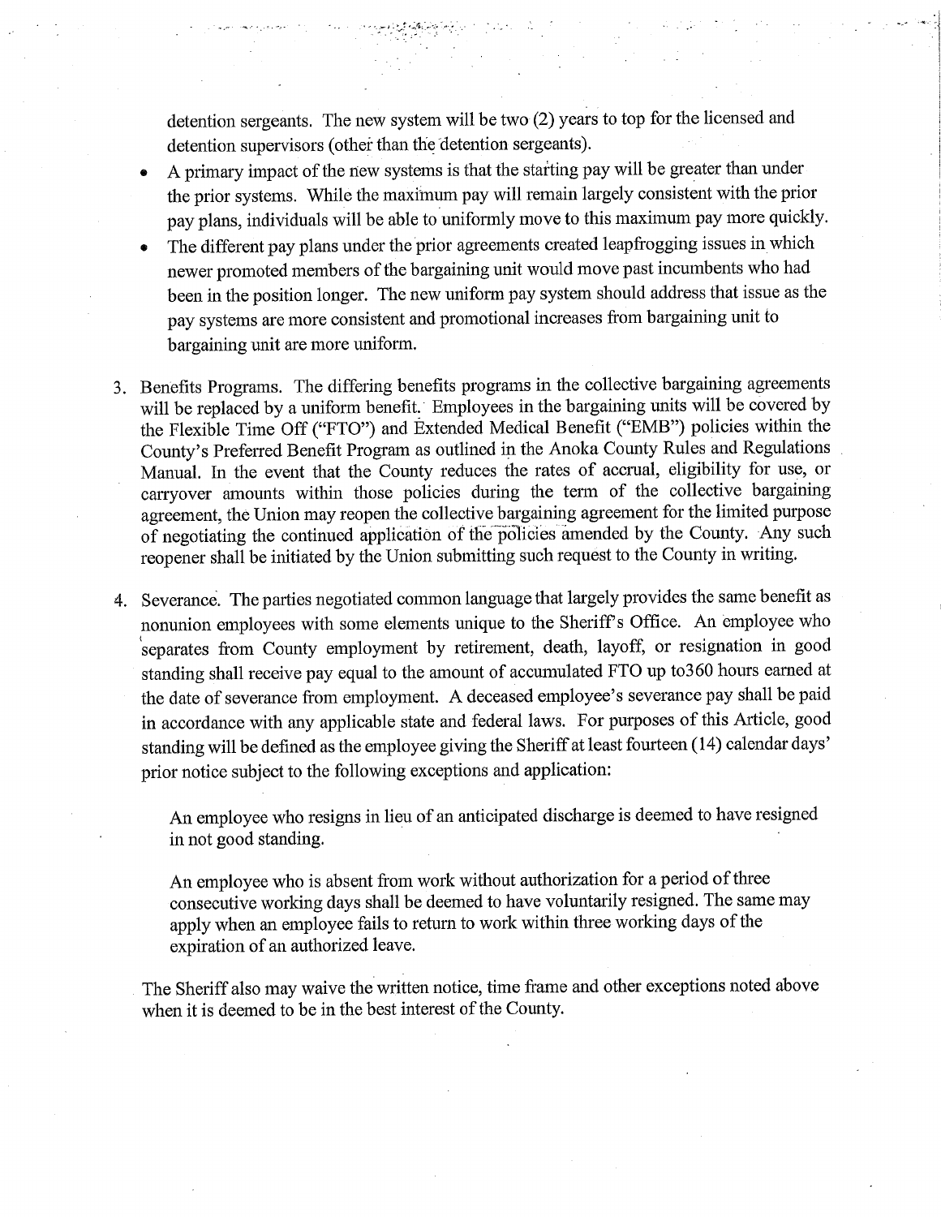detention sergeants. The new system will be two (2) years to top for the licensed and detention supervisors (other than the detention sergeants).

- A primary impact of the new systems is that the starting pay will be greater than under the prior systems. While the maximum pay will remain largely consistent with the prior pay plans, individuals will be able to uniformly move to this maximum pay more quickly.
- The different pay plans under the prior agreements created leapfrogging issues in which newer promoted members of the bargaining unit would move past incumbents who had been in the position longer. The new uniform pay system should address that issue as the pay systems are more consistent and promotional increases from bargaining unit to bargaining unit are more uniform.

3. Benefits Programs. The differing benefits programs in the collective bargaining agreements will be replaced by a uniform benefit. Employees in the bargaining units will be covered by the Flexible Time Off ("FTO") and Extended Medical Benefit ("EMB") policies within the County's Preferred Benefit Program as outlined in the Anoka County Rules and Regulations Manual. In the event that the County reduces the rates of accrual, eligibility for use, or carryover amounts within those policies during the term of the collective bargaining agreement, the Union may reopen the collective bargaining agreement for the limited purpose of negotiating the continued application of the policies amended by the County. Any such reopener shall be initiated by the Union submitting such request to the County in writing.

4. Severance. The parties negotiated common language that largely provides the same benefit as nonunion employees with some elements unique to the Sheriff's Office. An employee who separates from County employment by retirement, death, layoff, or resignation in good standing shall receive pay equal to the amount of accumulated FTO up to360 hours earned at the date of severance from employment. A deceased employee's severance pay shall be paid in accordance with any applicable state and federal laws. For purposes of this Article, good standing will be defined as the employee giving the Sheriff at least fourteen (14) calendar days' prior notice subject to the following exceptions and application:

   An employee who resigns in lieu of an anticipated discharge is deemed to have resigned in not good standing.

   An employee who is absent from work without authorization for a period of three consecutive working days shall be deemed to have voluntarily resigned. The same may apply when an employee fails to return to work within three working days of the expiration of an authorized leave.

   The Sheriff also may waive the written notice, time frame and other exceptions noted above when it is deemed to be in the best interest of the County.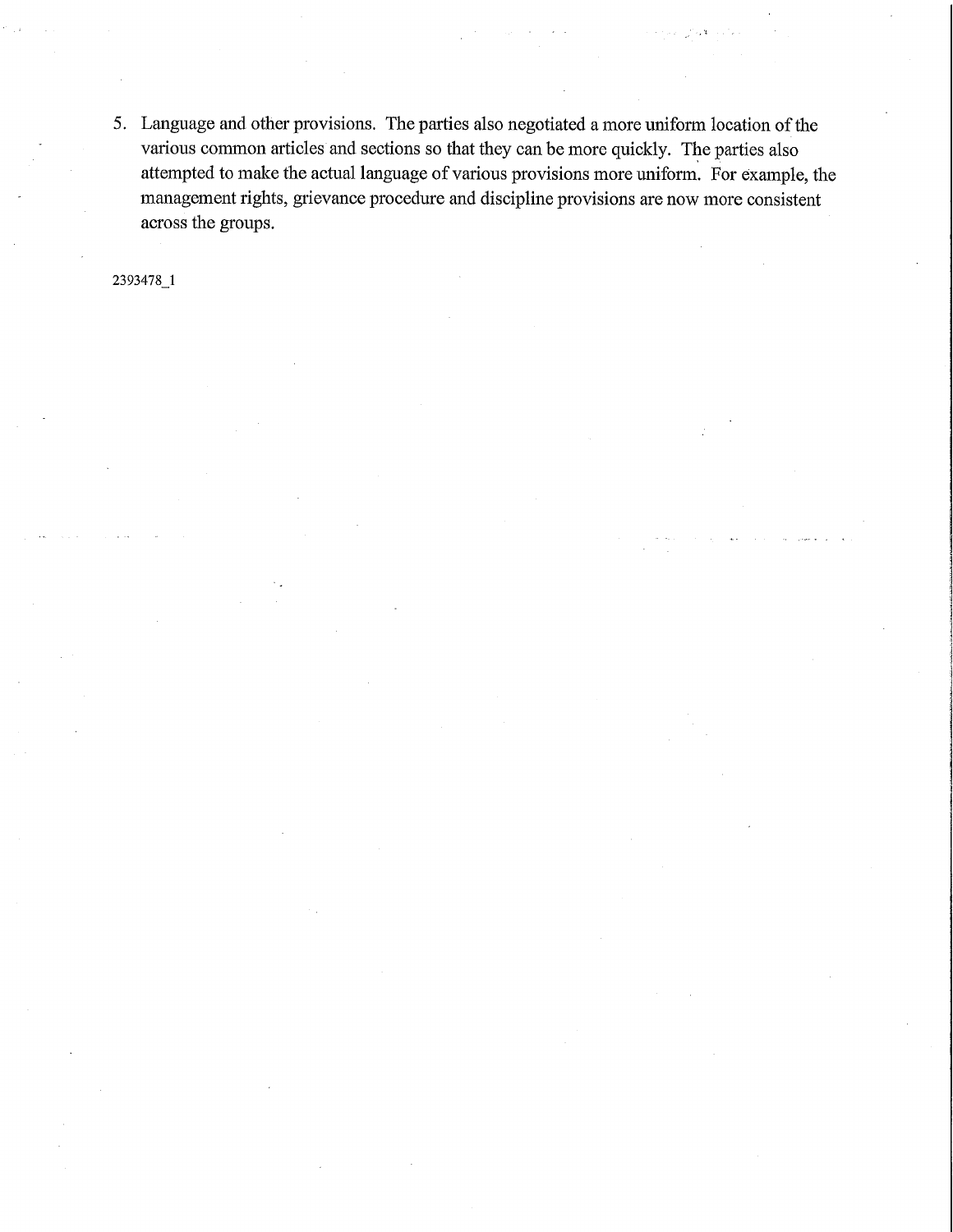5. Language and other provisions. The parties also negotiated a more uniform location of the various common articles and sections so that they can be more quickly. The parties also attempted to make the actual language of various provisions more uniform. For example, the management rights, grievance procedure and discipline provisions are now more consistent across the groups.

2393478_1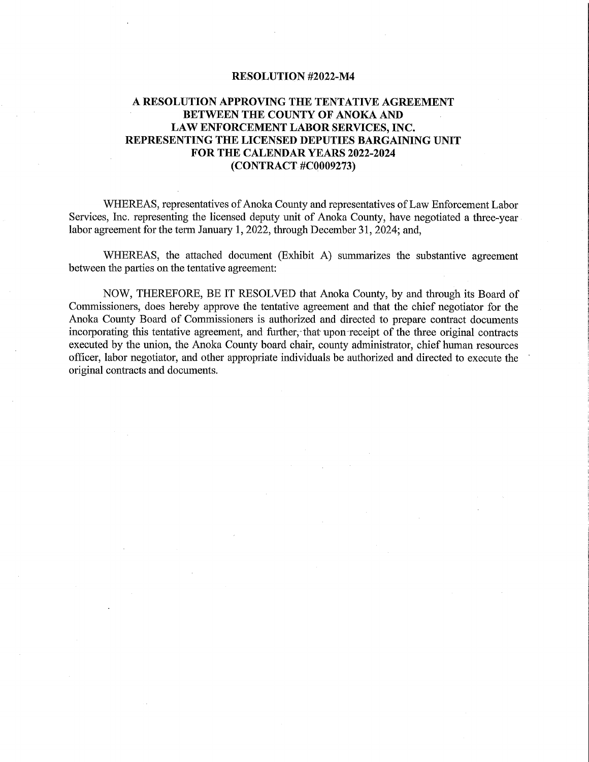**RESOLUTION #2022-M4**

**A RESOLUTION APPROVING THE TENTATIVE AGREEMENT BETWEEN THE COUNTY OF ANOKA AND LAW ENFORCEMENT LABOR SERVICES, INC. REPRESENTING THE LICENSED DEPUTIES BARGAINING UNIT FOR THE CALENDAR YEARS 2022-2024 (CONTRACT #C0009273)**

WHEREAS, representatives of Anoka County and representatives of Law Enforcement Labor Services, Inc. representing the licensed deputy unit of Anoka County, have negotiated a three-year labor agreement for the term January 1, 2022, through December 31, 2024; and,

WHEREAS, the attached document (Exhibit A) summarizes the substantive agreement between the parties on the tentative agreement:

NOW, THEREFORE, BE IT RESOLVED that Anoka County, by and through its Board of Commissioners, does hereby approve the tentative agreement and that the chief negotiator for the Anoka County Board of Commissioners is authorized and directed to prepare contract documents incorporating this tentative agreement, and further, that upon receipt of the three original contracts executed by the union, the Anoka County board chair, county administrator, chief human resources officer, labor negotiator, and other appropriate individuals be authorized and directed to execute the original contracts and documents.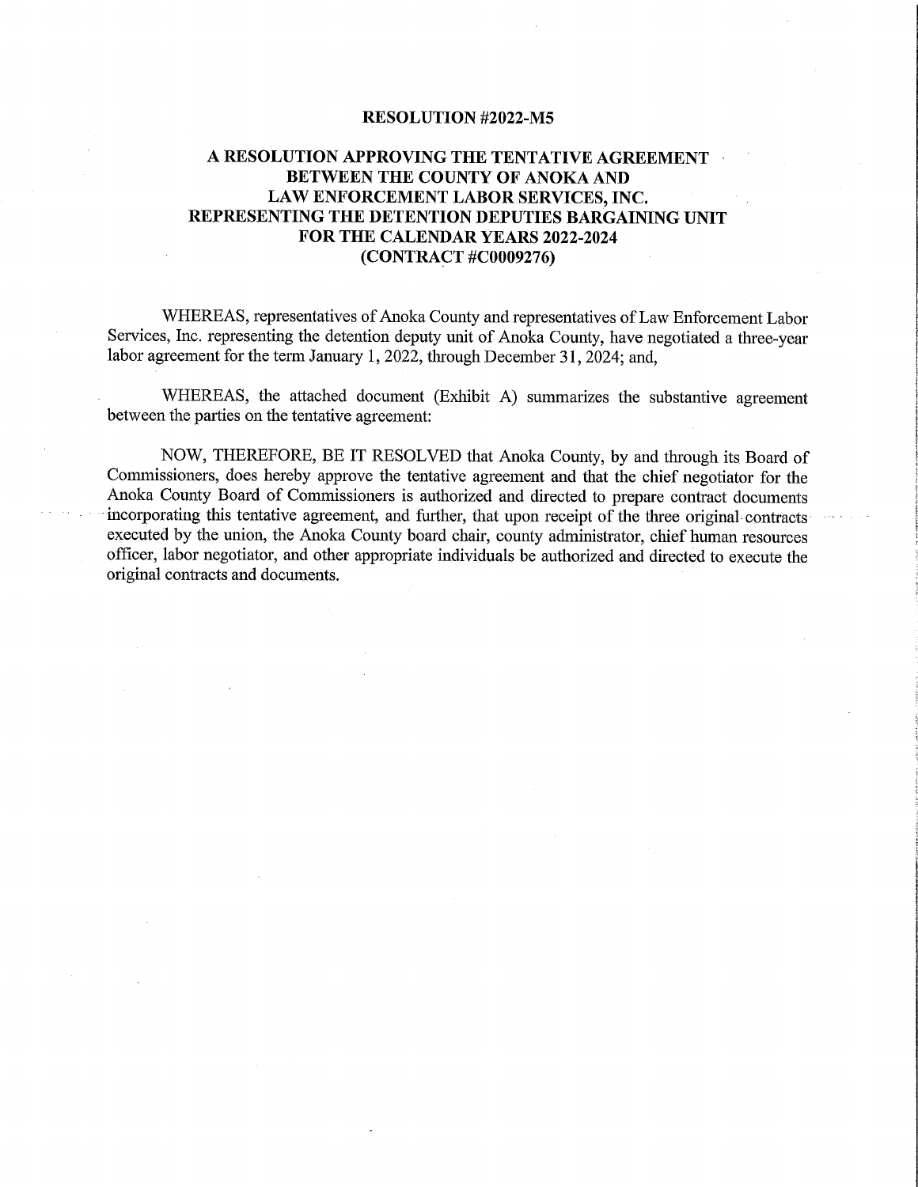**RESOLUTION #2022-M5**

**A RESOLUTION APPROVING THE TENTATIVE AGREEMENT BETWEEN THE COUNTY OF ANOKA AND LAW ENFORCEMENT LABOR SERVICES, INC. REPRESENTING THE DETENTION DEPUTIES BARGAINING UNIT FOR THE CALENDAR YEARS 2022-2024 (CONTRACT #C0009276)**

WHEREAS, representatives of Anoka County and representatives of Law Enforcement Labor Services, Inc. representing the detention deputy unit of Anoka County, have negotiated a three-year labor agreement for the term January 1, 2022, through December 31, 2024; and,

WHEREAS, the attached document (Exhibit A) summarizes the substantive agreement between the parties on the tentative agreement:

NOW, THEREFORE, BE IT RESOLVED that Anoka County, by and through its Board of Commissioners, does hereby approve the tentative agreement and that the chief negotiator for the Anoka County Board of Commissioners is authorized and directed to prepare contract documents incorporating this tentative agreement, and further, that upon receipt of the three original contracts executed by the union, the Anoka County board chair, county administrator, chief human resources officer, labor negotiator, and other appropriate individuals be authorized and directed to execute the original contracts and documents.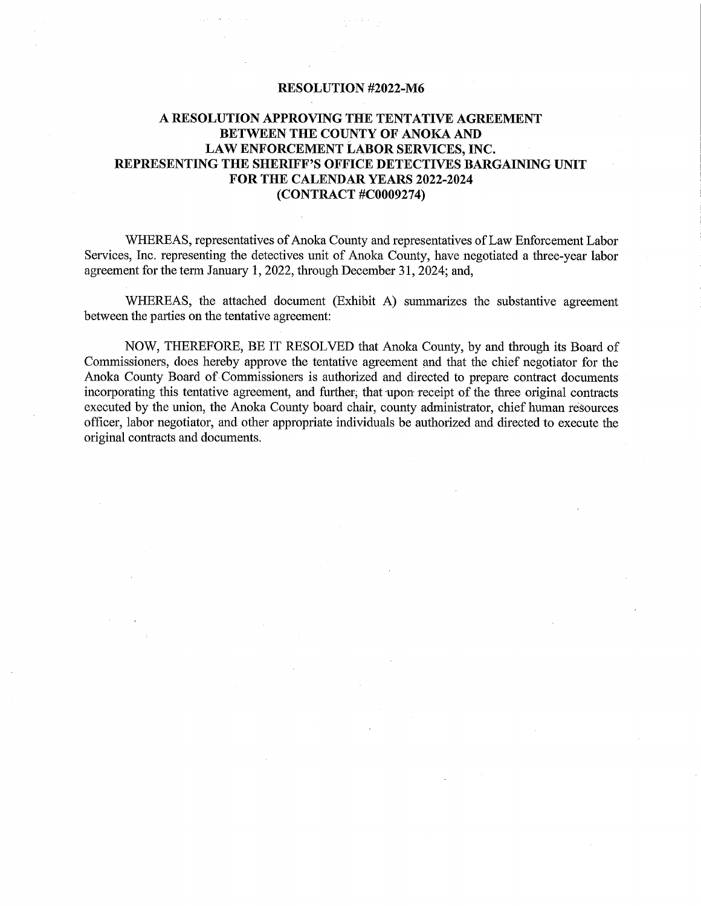**RESOLUTION #2022-M6**

**A RESOLUTION APPROVING THE TENTATIVE AGREEMENT BETWEEN THE COUNTY OF ANOKA AND LAW ENFORCEMENT LABOR SERVICES, INC. REPRESENTING THE SHERIFF'S OFFICE DETECTIVES BARGAINING UNIT FOR THE CALENDAR YEARS 2022-2024 (CONTRACT #C0009274)**

WHEREAS, representatives of Anoka County and representatives of Law Enforcement Labor Services, Inc. representing the detectives unit of Anoka County, have negotiated a three-year labor agreement for the term January 1, 2022, through December 31, 2024; and,

WHEREAS, the attached document (Exhibit A) summarizes the substantive agreement between the parties on the tentative agreement:

NOW, THEREFORE, BE IT RESOLVED that Anoka County, by and through its Board of Commissioners, does hereby approve the tentative agreement and that the chief negotiator for the Anoka County Board of Commissioners is authorized and directed to prepare contract documents incorporating this tentative agreement, and further, that upon receipt of the three original contracts executed by the union, the Anoka County board chair, county administrator, chief human resources officer, labor negotiator, and other appropriate individuals be authorized and directed to execute the original contracts and documents.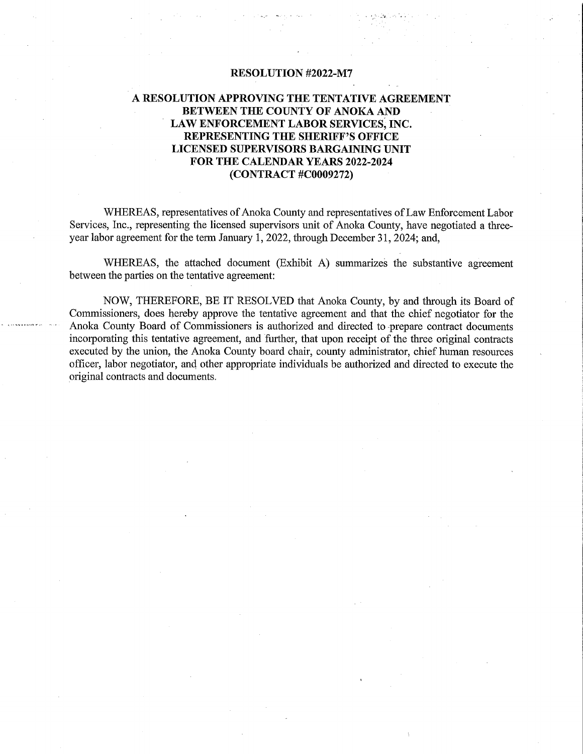# RESOLUTION #2022-M7

## A RESOLUTION APPROVING THE TENTATIVE AGREEMENT BETWEEN THE COUNTY OF ANOKA AND LAW ENFORCEMENT LABOR SERVICES, INC. REPRESENTING THE SHERIFF'S OFFICE LICENSED SUPERVISORS BARGAINING UNIT FOR THE CALENDAR YEARS 2022-2024 (CONTRACT #C0009272)

WHEREAS, representatives of Anoka County and representatives of Law Enforcement Labor Services, Inc., representing the licensed supervisors unit of Anoka County, have negotiated a three-year labor agreement for the term January 1, 2022, through December 31, 2024; and,

WHEREAS, the attached document (Exhibit A) summarizes the substantive agreement between the parties on the tentative agreement:

NOW, THEREFORE, BE IT RESOLVED that Anoka County, by and through its Board of Commissioners, does hereby approve the tentative agreement and that the chief negotiator for the Anoka County Board of Commissioners is authorized and directed to prepare contract documents incorporating this tentative agreement, and further, that upon receipt of the three original contracts executed by the union, the Anoka County board chair, county administrator, chief human resources officer, labor negotiator, and other appropriate individuals be authorized and directed to execute the original contracts and documents.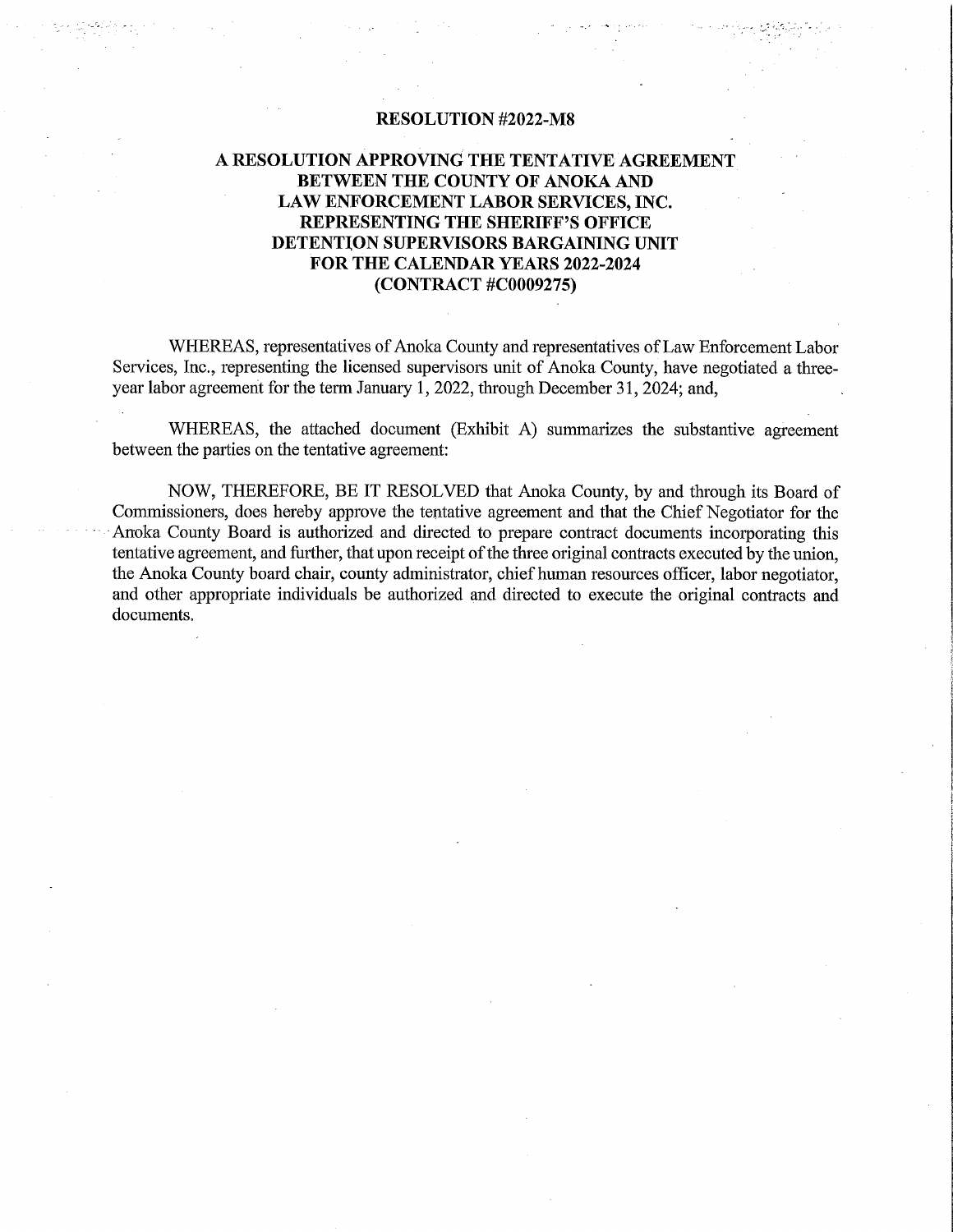**RESOLUTION #2022-M8**

**A RESOLUTION APPROVING THE TENTATIVE AGREEMENT BETWEEN THE COUNTY OF ANOKA AND LAW ENFORCEMENT LABOR SERVICES, INC. REPRESENTING THE SHERIFF'S OFFICE DETENTION SUPERVISORS BARGAINING UNIT FOR THE CALENDAR YEARS 2022-2024 (CONTRACT #C0009275)**

WHEREAS, representatives of Anoka County and representatives of Law Enforcement Labor Services, Inc., representing the licensed supervisors unit of Anoka County, have negotiated a three-year labor agreement for the term January 1, 2022, through December 31, 2024; and,

WHEREAS, the attached document (Exhibit A) summarizes the substantive agreement between the parties on the tentative agreement:

NOW, THEREFORE, BE IT RESOLVED that Anoka County, by and through its Board of Commissioners, does hereby approve the tentative agreement and that the Chief Negotiator for the Anoka County Board is authorized and directed to prepare contract documents incorporating this tentative agreement, and further, that upon receipt of the three original contracts executed by the union, the Anoka County board chair, county administrator, chief human resources officer, labor negotiator, and other appropriate individuals be authorized and directed to execute the original contracts and documents.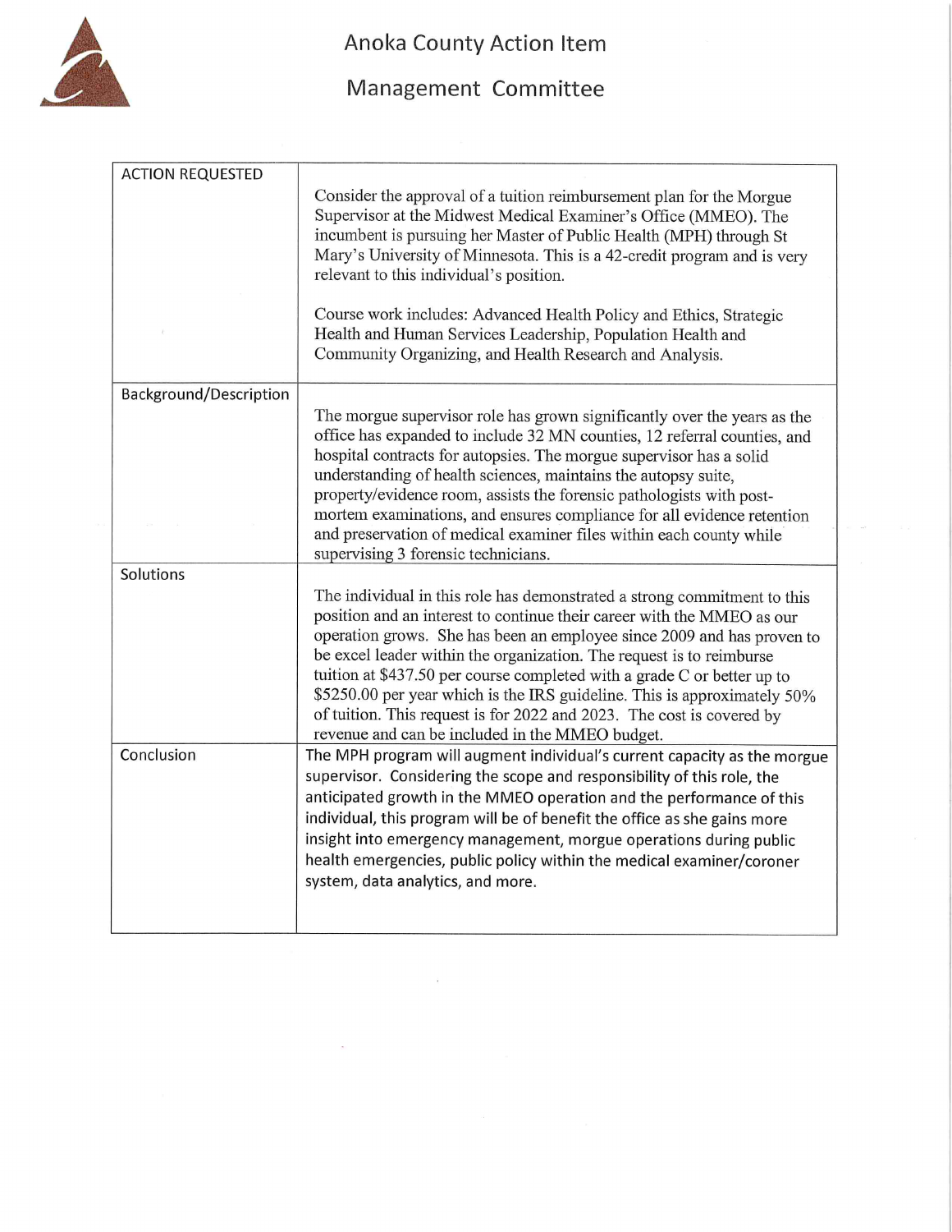# Anoka County Action Item

## Management Committee

| | |
|---|---|
| ACTION REQUESTED | Consider the approval of a tuition reimbursement plan for the Morgue Supervisor at the Midwest Medical Examiner's Office (MMEO). The incumbent is pursuing her Master of Public Health (MPH) through St Mary's University of Minnesota. This is a 42-credit program and is very relevant to this individual's position.<br><br>Course work includes: Advanced Health Policy and Ethics, Strategic Health and Human Services Leadership, Population Health and Community Organizing, and Health Research and Analysis. |
| Background/Description | The morgue supervisor role has grown significantly over the years as the office has expanded to include 32 MN counties, 12 referral counties, and hospital contracts for autopsies. The morgue supervisor has a solid understanding of health sciences, maintains the autopsy suite, property/evidence room, assists the forensic pathologists with post-mortem examinations, and ensures compliance for all evidence retention and preservation of medical examiner files within each county while supervising 3 forensic technicians. |
| Solutions | The individual in this role has demonstrated a strong commitment to this position and an interest to continue their career with the MMEO as our operation grows. She has been an employee since 2009 and has proven to be excel leader within the organization. The request is to reimburse tuition at $437.50 per course completed with a grade C or better up to $5250.00 per year which is the IRS guideline. This is approximately 50% of tuition. This request is for 2022 and 2023. The cost is covered by revenue and can be included in the MMEO budget. |
| Conclusion | The MPH program will augment individual's current capacity as the morgue supervisor. Considering the scope and responsibility of this role, the anticipated growth in the MMEO operation and the performance of this individual, this program will be of benefit the office as she gains more insight into emergency management, morgue operations during public health emergencies, public policy within the medical examiner/coroner system, data analytics, and more. |